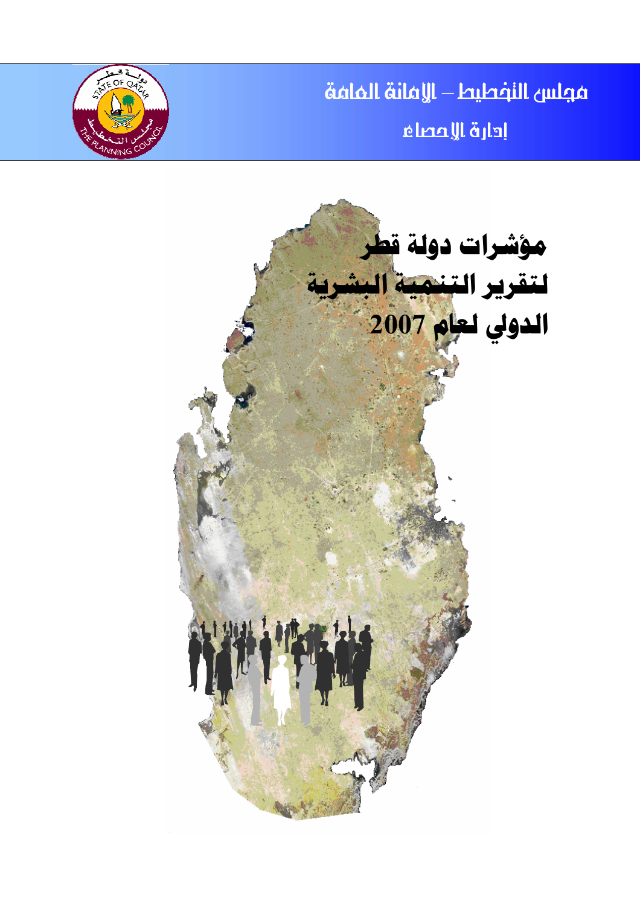مجلس التخطيط – الأمانة العامة

إدارة الإحصاء

# مؤشرات دولة قطر لتقرير التنمية البشرية الدولي لعام 2007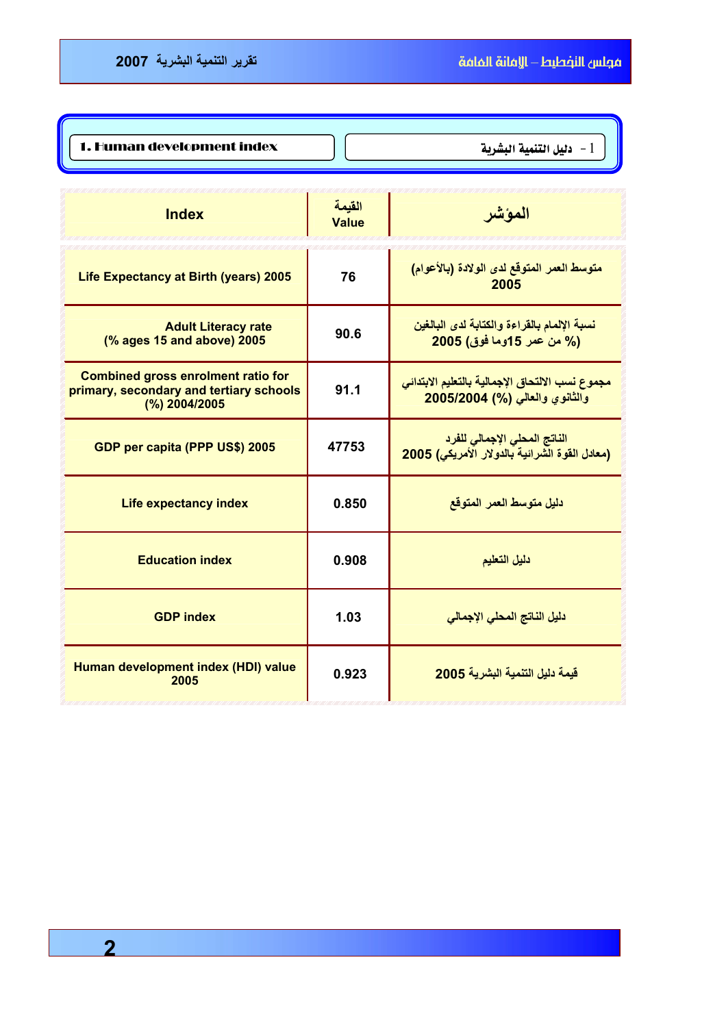## 1. Human development index

## 1 - دليل التنمية البشرية

| Index | القيمة Value | المؤشر |
|---|---|---|
| Life Expectancy at Birth (years) 2005 | 76 | متوسط العمر المتوقع لدى الولادة (بالأعوام) 2005 |
| Adult Literacy rate (% ages 15 and above) 2005 | 90.6 | نسبة الإلمام بالقراءة والكتابة لدى البالغين (% من عمر 15وما فوق) 2005 |
| Combined gross enrolment ratio for primary, secondary and tertiary schools (%) 2004/2005 | 91.1 | مجموع نسب الالتحاق الإجمالية بالتعليم الابتدائي والثانوي والعالي (%) 2005/2004 |
| GDP per capita (PPP US$) 2005 | 47753 | الناتج المحلي الإجمالي للفرد (معادل القوة الشرائية بالدولار الأمريكي) 2005 |
| Life expectancy index | 0.850 | دليل متوسط العمر المتوقع |
| Education index | 0.908 | دليل التعليم |
| GDP index | 1.03 | دليل الناتج المحلي الإجمالي |
| Human development index (HDI) value 2005 | 0.923 | قيمة دليل التنمية البشرية 2005 |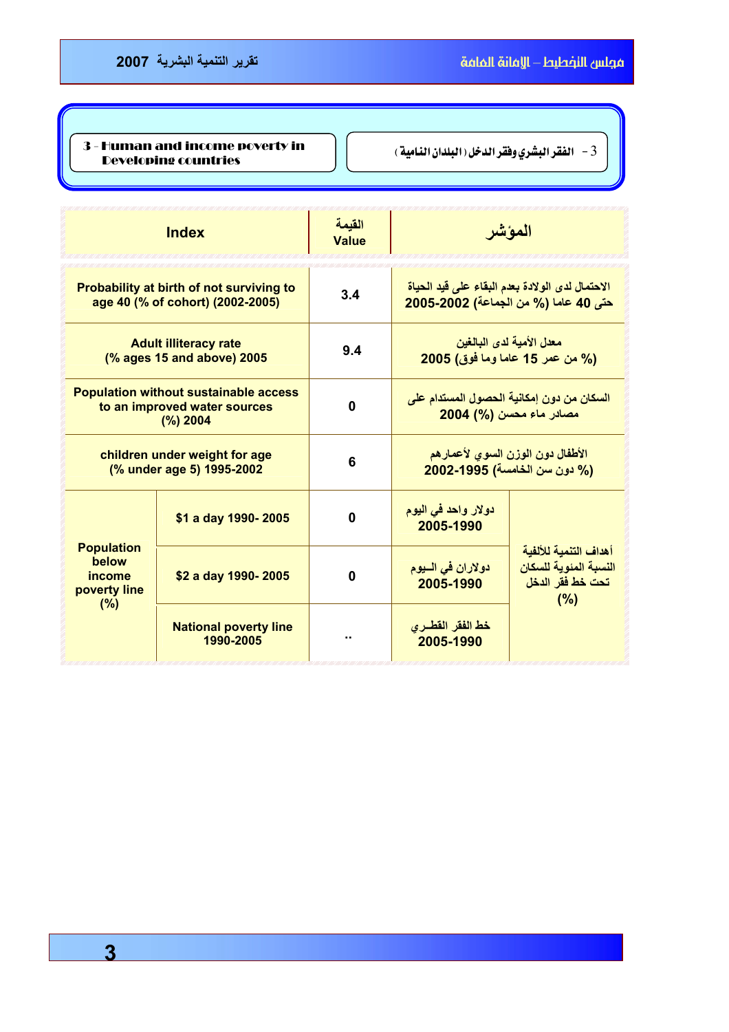## 3 - Human and income poverty in Developing countries

## 3 - الفقر البشري وفقر الدخل ( البلدان النامية )

| Index | | القيمة Value | المؤشر | |
|---|---|---|---|---|
| Probability at birth of not surviving to age 40 (% of cohort) (2002-2005) | | 3.4 | الاحتمال لدى الولادة بعدم البقاء على قيد الحياة حتى 40 عاما (% من الجماعة) 2002-2005 | |
| Adult illiteracy rate (% ages 15 and above) 2005 | | 9.4 | معدل الأمية لدى البالغين (% من عمر 15 عاما وما فوق) 2005 | |
| Population without sustainable access to an improved water sources (%) 2004 | | 0 | السكان من دون إمكانية الحصول المستدام على مصادر ماء محسن (%) 2004 | |
| children under weight for age (% under age 5) 1995-2002 | | 6 | الأطفال دون الوزن السوي لأعمارهم (% دون سن الخامسة) 1995-2002 | |
| Population below income poverty line (%) | $1 a day 1990- 2005 | 0 | دولار واحد في اليوم 1990-2005 | أهداف التنمية للألفية النسبة المئوية للسكان تحت خط فقر الدخل (%) |
| | $2 a day 1990- 2005 | 0 | دولاران في الــيوم 1990-2005 | |
| | National poverty line 1990-2005 | .. | خط الفقر القطــري 1990-2005 | |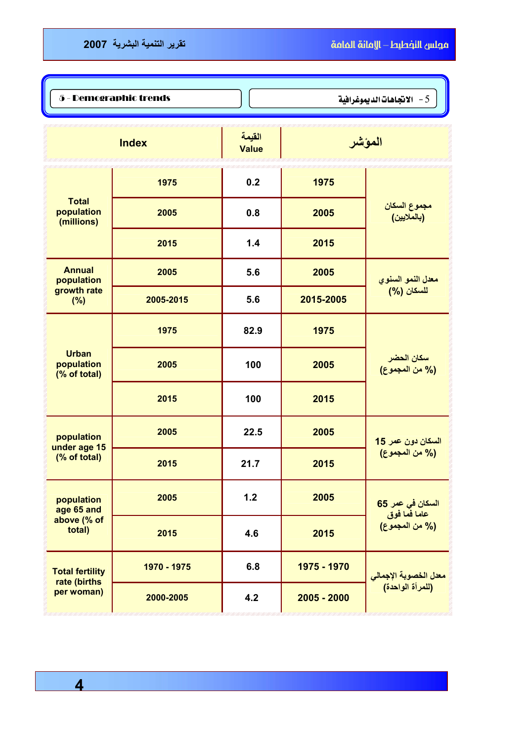## 5 - Demographic trends

## 5 - الاتجاهات الديموغرافية

| Index | | القيمة Value | المؤشر | |
|---|---|---|---|---|
| Total population (millions) | 1975 | 0.2 | 1975 | مجموع السكان (بالملايين) |
| | 2005 | 0.8 | 2005 | |
| | 2015 | 1.4 | 2015 | |
| Annual population growth rate (%) | 2005 | 5.6 | 2005 | معدل النمو السنوي للسكان (%) |
| | 2005-2015 | 5.6 | 2015-2005 | |
| Urban population (% of total) | 1975 | 82.9 | 1975 | سكان الحضر (% من المجموع) |
| | 2005 | 100 | 2005 | |
| | 2015 | 100 | 2015 | |
| population under age 15 (% of total) | 2005 | 22.5 | 2005 | السكان دون عمر 15 (% من المجموع) |
| | 2015 | 21.7 | 2015 | |
| population age 65 and above (% of total) | 2005 | 1.2 | 2005 | السكان في عمر 65 عاما فما فوق (% من المجموع) |
| | 2015 | 4.6 | 2015 | |
| Total fertility rate (births per woman) | 1970 - 1975 | 6.8 | 1975 - 1970 | معدل الخصوبة الإجمالي (للمرأة الواحدة) |
| | 2000-2005 | 4.2 | 2005 - 2000 | |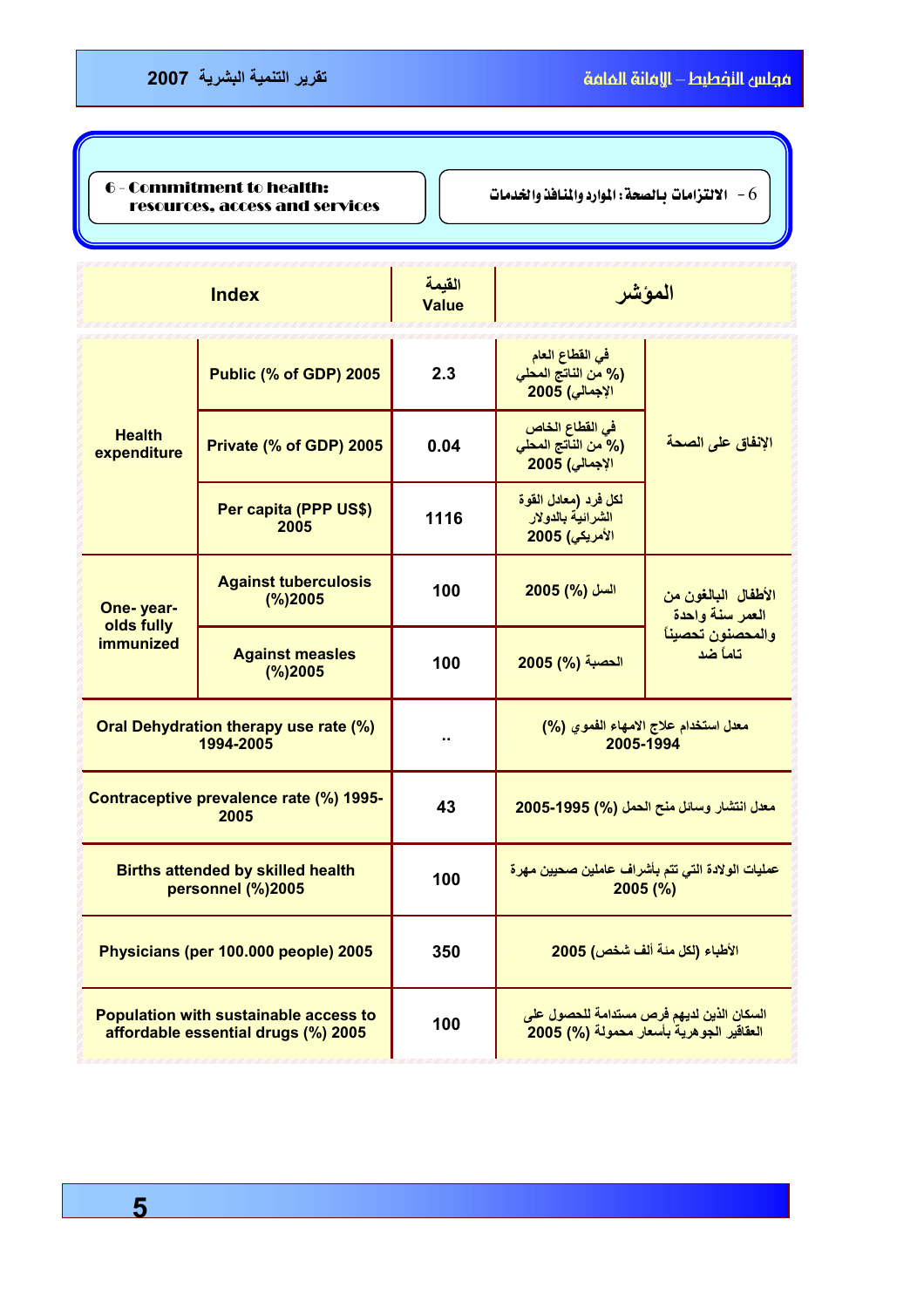## 6 - Commitment to health: resources, access and services

## 6 - الالتزامات بالصحة: الموارد والمنافذ والخدمات

| Index | | القيمة Value | المؤشر | |
|---|---|---|---|---|
| Health expenditure | Public (% of GDP) 2005 | 2.3 | في القطاع العام (% من الناتج المحلي الإجمالي) 2005 | الإنفاق على الصحة |
| | Private (% of GDP) 2005 | 0.04 | في القطاع الخاص (% من الناتج المحلي الإجمالي) 2005 | |
| | Per capita (PPP US$) 2005 | 1116 | لكل فرد (معادل القوة الشرائية بالدولار الأمريكي) 2005 | |
| One- year-olds fully immunized | Against tuberculosis (%)2005 | 100 | السل (%) 2005 | الأطفال البالغون من العمر سنة واحدة والمحصنون تحصيناً تاماً ضد |
| | Against measles (%)2005 | 100 | الحصبة (%) 2005 | |
| Oral Dehydration therapy use rate (%) 1994-2005 | | .. | معدل استخدام علاج الامهاء الفموي (%) 2005-1994 | |
| Contraceptive prevalence rate (%) 1995-2005 | | 43 | معدل انتشار وسائل منع الحمل (%) 1995-2005 | |
| Births attended by skilled health personnel (%)2005 | | 100 | عمليات الولادة التي تتم بأشراف عاملين صحيين مهرة 2005 (%) | |
| Physicians (per 100.000 people) 2005 | | 350 | الأطباء (لكل مئة ألف شخص) 2005 | |
| Population with sustainable access to affordable essential drugs (%) 2005 | | 100 | السكان الذين لديهم فرص مستدامة للحصول على العقاقير الجوهرية بأسعار محمولة (%) 2005 | |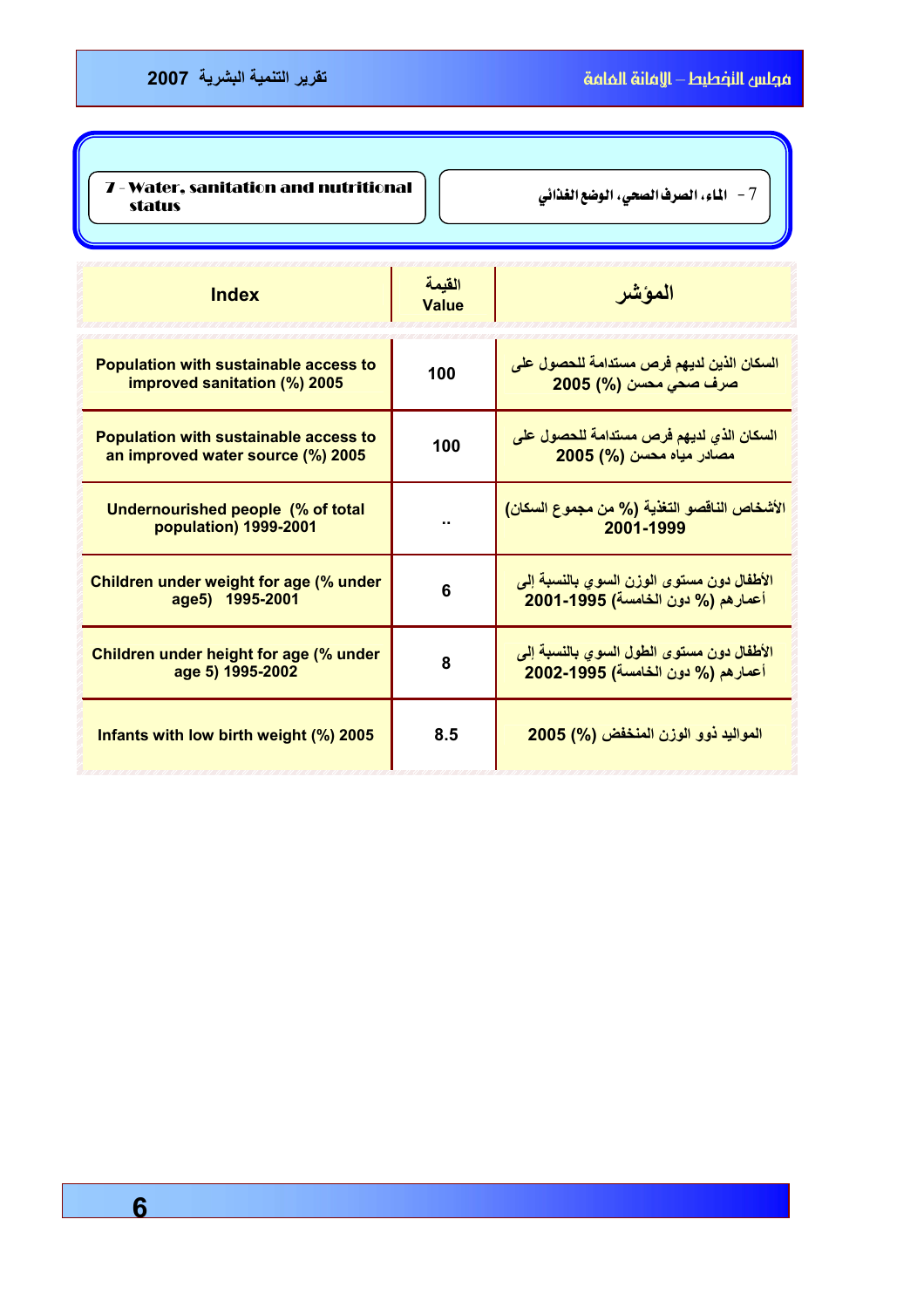## 7 - Water, sanitation and nutritional status

## 7 - الماء، الصرف الصحي، الوضع الغذائي

| Index | القيمة Value | المؤشر |
|---|---|---|
| Population with sustainable access to improved sanitation (%) 2005 | 100 | السكان الذين لديهم فرص مستدامة للحصول على صرف صحي محسن (%) 2005 |
| Population with sustainable access to an improved water source (%) 2005 | 100 | السكان الذي لديهم فرص مستدامة للحصول على مصادر مياه محسن (%) 2005 |
| Undernourished people (% of total population) 1999-2001 | .. | الأشخاص الناقصو التغذية (% من مجموع السكان) 2001-1999 |
| Children under weight for age (% under age5) 1995-2001 | 6 | الأطفال دون مستوى الوزن السوي بالنسبة إلى أعمارهم (% دون الخامسة) 1995-2001 |
| Children under height for age (% under age 5) 1995-2002 | 8 | الأطفال دون مستوى الطول السوي بالنسبة إلى أعمارهم (% دون الخامسة) 1995-2002 |
| Infants with low birth weight (%) 2005 | 8.5 | المواليد ذوو الوزن المنخفض (%) 2005 |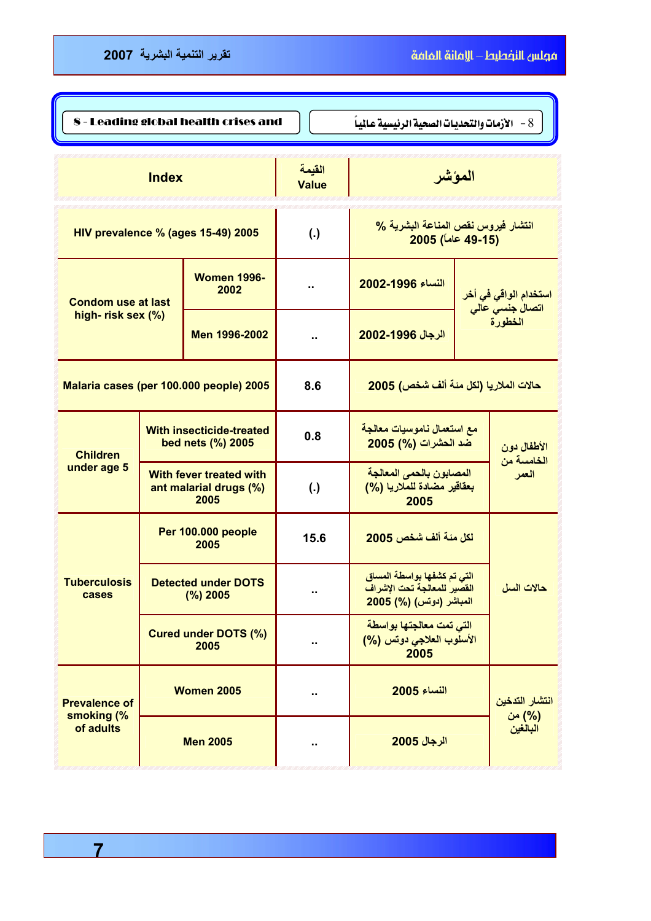## 8 - Leading global health crises and

## 8 - الأزمات والتحديات الصحية الرئيسية عالمياً

| Index | | القيمة Value | المؤشر | |
|---|---|---|---|---|
| HIV prevalence % (ages 15-49) 2005 | | (.) | انتشار فيروس نقص المناعة البشرية % (15-49 عاماً) 2005 | |
| Condom use at last high- risk sex (%) | Women 1996-2002 | .. | النساء 1996-2002 | استخدام الواقي في أخر اتصال جنسي عالي الخطورة |
| | Men 1996-2002 | .. | الرجال 1996-2002 | |
| Malaria cases (per 100.000 people) 2005 | | 8.6 | حالات الملاريا (لكل مئة ألف شخص) 2005 | |
| Children under age 5 | With insecticide-treated bed nets (%) 2005 | 0.8 | مع استعمال ناموسيات معالجة ضد الحشرات (%) 2005 | الأطفال دون الخامسة من العمر |
| | With fever treated with ant malarial drugs (%) 2005 | (.) | المصابون بالحمى المعالجة بعقاقير مضادة للملاريا (%) 2005 | |
| Tuberculosis cases | Per 100.000 people 2005 | 15.6 | لكل مئة ألف شخص 2005 | حالات السل |
| | Detected under DOTS (%) 2005 | .. | التي تم كشفها بواسطة المساق القصير للمعالجة تحت الإشراف المباشر (دوتس) (%) 2005 | |
| | Cured under DOTS (%) 2005 | .. | التي تمت معالجتها بواسطة الأسلوب العلاجي دوتس (%) 2005 | |
| Prevalence of smoking (% of adults | Women 2005 | .. | النساء 2005 | انتشار التدخين (%) من البالغين |
| | Men 2005 | .. | الرجال 2005 | |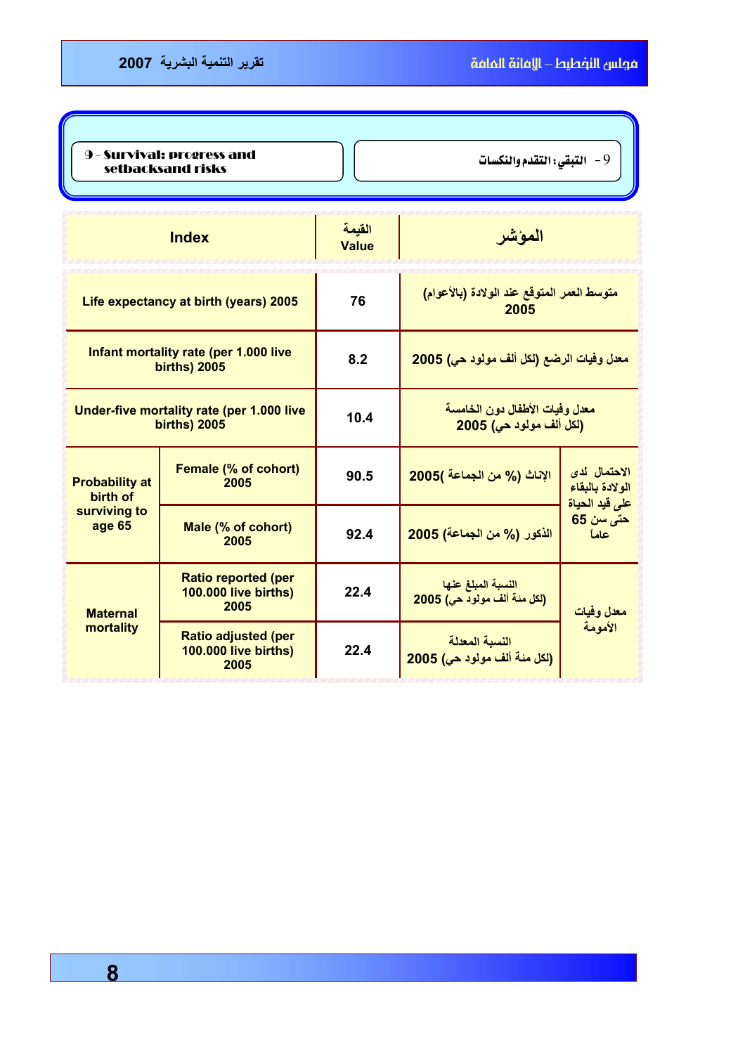## 9 - Survival: progress and setbacksand risks

## 9- التبقي: التقدم والنكسات

| Index | | القيمة Value | | المؤشر |
|---|---|---|---|---|
| Life expectancy at birth (years) 2005 | | 76 | متوسط العمر المتوقع عند الولادة (بالأعوام) 2005 | |
| Infant mortality rate (per 1.000 live births) 2005 | | 8.2 | معدل وفيات الرضع (لكل ألف مولود حي) 2005 | |
| Under-five mortality rate (per 1.000 live births) 2005 | | 10.4 | معدل وفيات الأطفال دون الخامسة (لكل ألف مولود حي) 2005 | |
| Probability at birth of surviving to age 65 | Female (% of cohort) 2005 | 90.5 | الإناث (% من الجماعة) 2005 | الاحتمال لدى الولادة بالبقاء على قيد الحياة حتى سن 65 عاماً |
| | Male (% of cohort) 2005 | 92.4 | الذكور (% من الجماعة) 2005 | |
| Maternal mortality | Ratio reported (per 100.000 live births) 2005 | 22.4 | النسبة المبلغ عنها (لكل مئة ألف مولود حي) 2005 | معدل وفيات الأمومة |
| | Ratio adjusted (per 100.000 live births) 2005 | 22.4 | النسبة المعدلة (لكل مئة ألف مولود حي) 2005 | |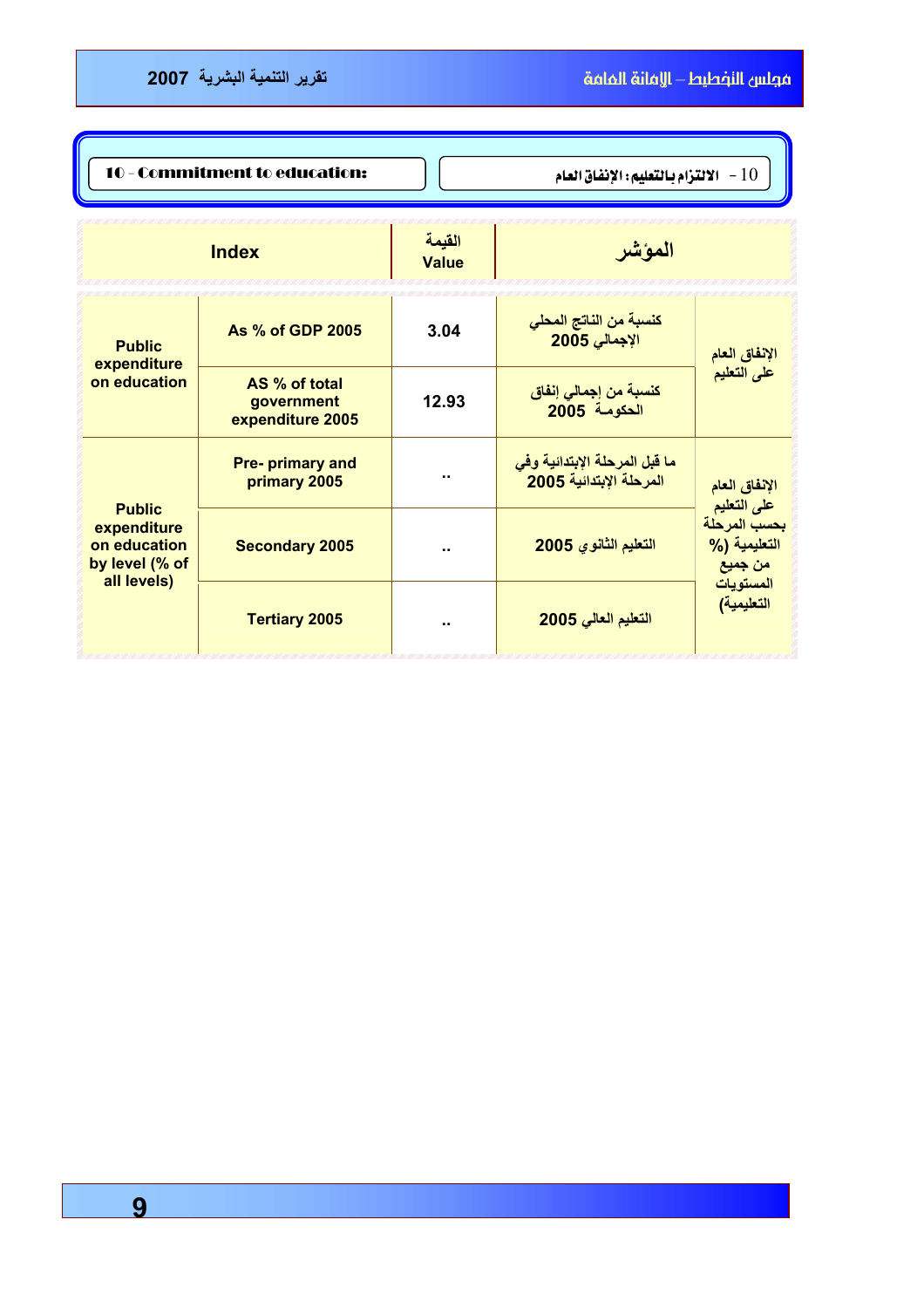## 10 - Commitment to education:

## 10 - الالتزام بالتعليم: الإنفاق العام

| Index | | القيمة Value | المؤشر | |
|---|---|---|---|---|
| Public expenditure on education | As % of GDP 2005 | 3.04 | كنسبة من الناتج المحلي الإجمالي 2005 | الإنفاق العام على التعليم |
| | AS % of total government expenditure 2005 | 12.93 | كنسبة من إجمالي إنفاق الحكومـة 2005 | |
| Public expenditure on education by level (% of all levels) | Pre- primary and primary 2005 | .. | ما قبل المرحلة الإبتدائية وفي المرحلة الإبتدائية 2005 | الإنفاق العام على التعليم بحسب المرحلة التعليمية (% من جميع المستويات التعليمية) |
| | Secondary 2005 | .. | التعليم الثانوي 2005 | |
| | Tertiary 2005 | .. | التعليم العالي 2005 | |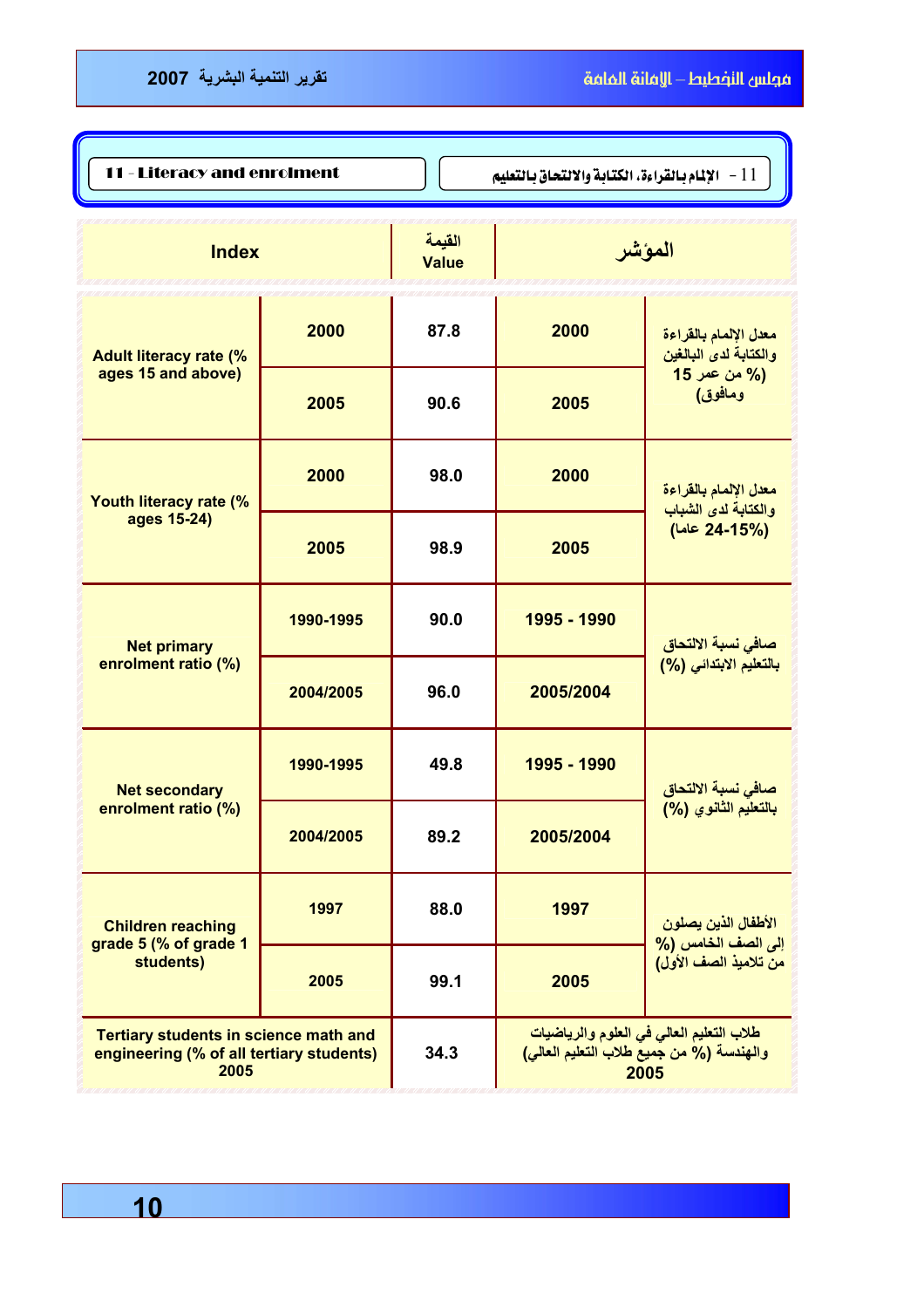## 11 - Literacy and enrolment

## 11 - الإلمام بالقراءة، الكتابة والالتحاق بالتعليم

| Index | | القيمة Value | | المؤشر |
|---|---|---|---|---|
| Adult literacy rate (% ages 15 and above) | 2000 | 87.8 | 2000 | معدل الإلمام بالقراءة والكتابة لدى البالغين (% من عمر 15 ومافوق) |
| | 2005 | 90.6 | 2005 | |
| Youth literacy rate (% ages 15-24) | 2000 | 98.0 | 2000 | معدل الإلمام بالقراءة والكتابة لدى الشباب (15-24% عاما) |
| | 2005 | 98.9 | 2005 | |
| Net primary enrolment ratio (%) | 1990-1995 | 90.0 | 1995 - 1990 | صافي نسبة الالتحاق بالتعليم الابتدائي (%) |
| | 2004/2005 | 96.0 | 2005/2004 | |
| Net secondary enrolment ratio (%) | 1990-1995 | 49.8 | 1995 - 1990 | صافي نسبة الالتحاق بالتعليم الثانوي (%) |
| | 2004/2005 | 89.2 | 2005/2004 | |
| Children reaching grade 5 (% of grade 1 students) | 1997 | 88.0 | 1997 | الأطفال الذين يصلون إلى الصف الخامس (% من تلاميذ الصف الأول) |
| | 2005 | 99.1 | 2005 | |
| Tertiary students in science math and engineering (% of all tertiary students) 2005 | | 34.3 | | طلاب التعليم العالي في العلوم والرياضيات والهندسة (% من جميع طلاب التعليم العالي) 2005 |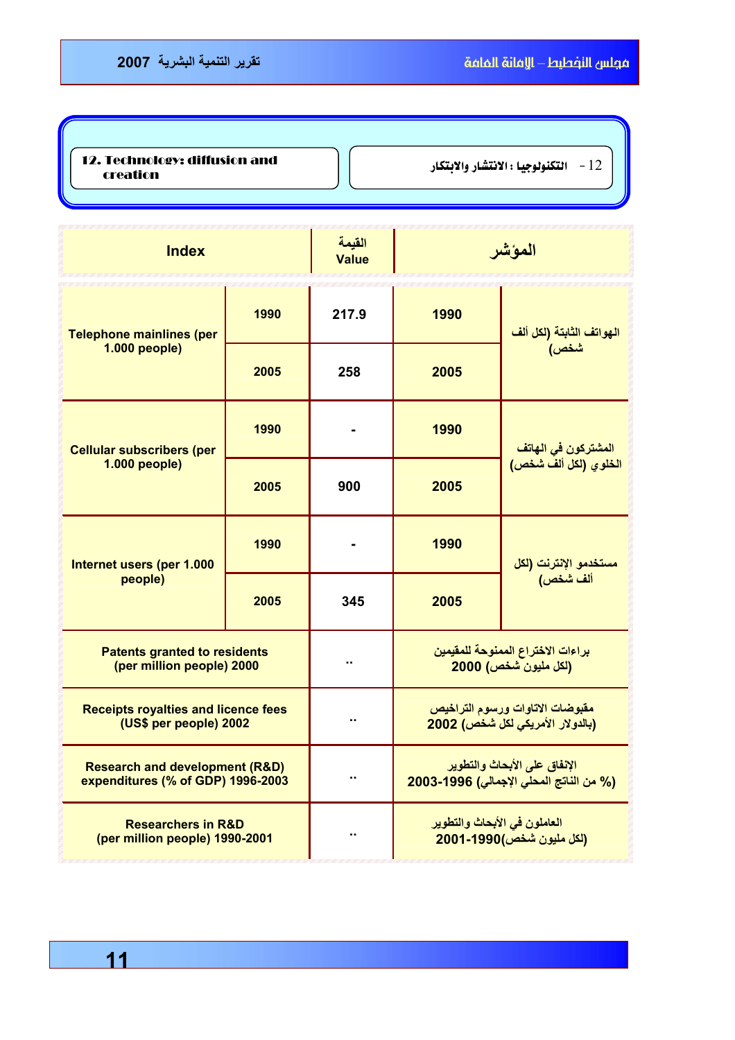## 12. Technology: diffusion and creation

## 12 - التكنولوجيا : الانتشار والابتكار

| Index | | القيمة Value | | المؤشر |
|---|---|---|---|---|
| Telephone mainlines (per 1.000 people) | 1990 | 217.9 | 1990 | الهواتف الثابتة (لكل ألف شخص) |
| | 2005 | 258 | 2005 | |
| Cellular subscribers (per 1.000 people) | 1990 | - | 1990 | المشتركون في الهاتف الخلوي (لكل ألف شخص) |
| | 2005 | 900 | 2005 | |
| Internet users (per 1.000 people) | 1990 | - | 1990 | مستخدمو الإنترنت (لكل ألف شخص) |
| | 2005 | 345 | 2005 | |
| Patents granted to residents (per million people) 2000 | | .. | | براءات الاختراع الممنوحة للمقيمين (لكل مليون شخص) 2000 |
| Receipts royalties and licence fees (US$ per people) 2002 | | .. | | مقبوضات الاتاوات ورسوم التراخيص (بالدولار الأمريكي لكل شخص) 2002 |
| Research and development (R&D) expenditures (% of GDP) 1996-2003 | | .. | | الإنفاق على الأبحاث والتطوير (% من الناتج المحلي الإجمالي) 1996-2003 |
| Researchers in R&D (per million people) 1990-2001 | | .. | | العاملون في الأبحاث والتطوير (لكل مليون شخص)1990-2001 |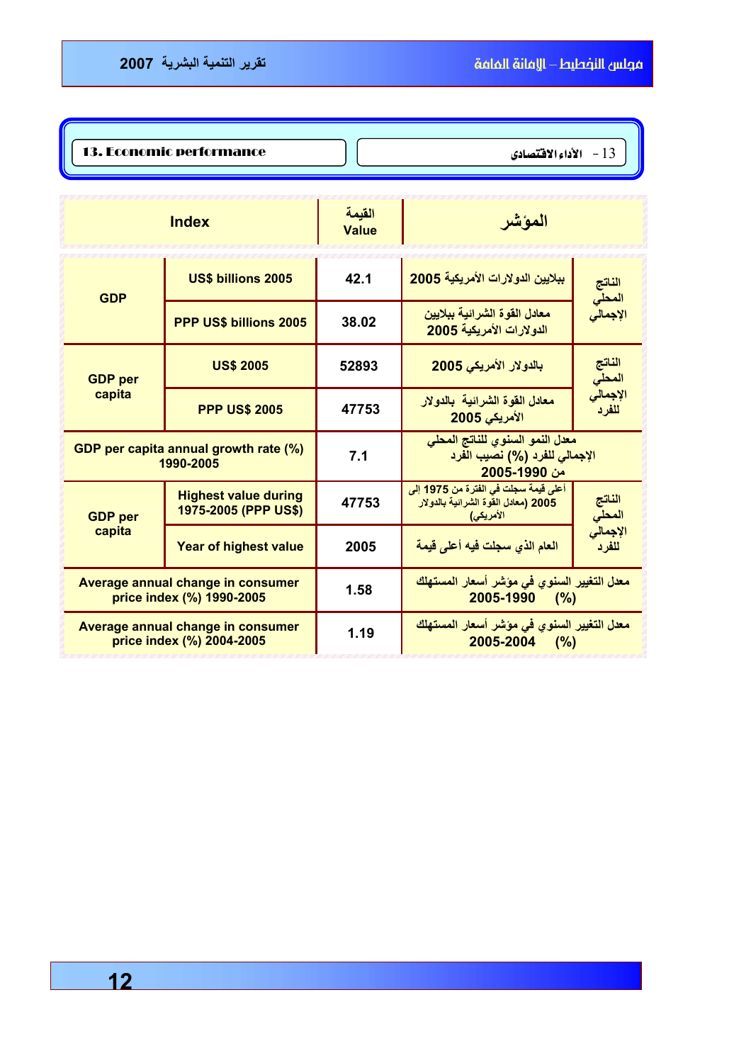## 13. Economic performance

## 13 - الأداء الاقتصادي

| Index | | القيمة Value | المؤشر | |
|---|---|---|---|---|
| GDP | US$ billions 2005 | 42.1 | ببلايين الدولارات الأمريكية 2005 | الناتج المحلي الإجمالي |
| | PPP US$ billions 2005 | 38.02 | معادل القوة الشرائية ببلايين الدولارات الأمريكية 2005 | |
| GDP per capita | US$ 2005 | 52893 | بالدولار الأمريكي 2005 | الناتج المحلي الإجمالي للفرد |
| | PPP US$ 2005 | 47753 | معادل القوة الشرائية بالدولار الأمريكي 2005 | |
| GDP per capita annual growth rate (%) 1990-2005 | | 7.1 | معدل النمو السنوي للناتج المحلي الإجمالي للفرد (%) نصيب الفرد من 1990-2005 | |
| GDP per capita | Highest value during 1975-2005 (PPP US$) | 47753 | أعلى قيمة سجلت في الفترة من 1975 إلى 2005 (معادل القوة الشرائية بالدولار الأمريكي) | الناتج المحلي الإجمالي للفرد |
| | Year of highest value | 2005 | العام الذي سجلت فيه أعلى قيمة | |
| Average annual change in consumer price index (%) 1990-2005 | | 1.58 | معدل التغيير السنوي في مؤشر أسعار المستهلك 1990-2005 (%) | |
| Average annual change in consumer price index (%) 2004-2005 | | 1.19 | معدل التغيير السنوي في مؤشر أسعار المستهلك 2004-2005 (%) | |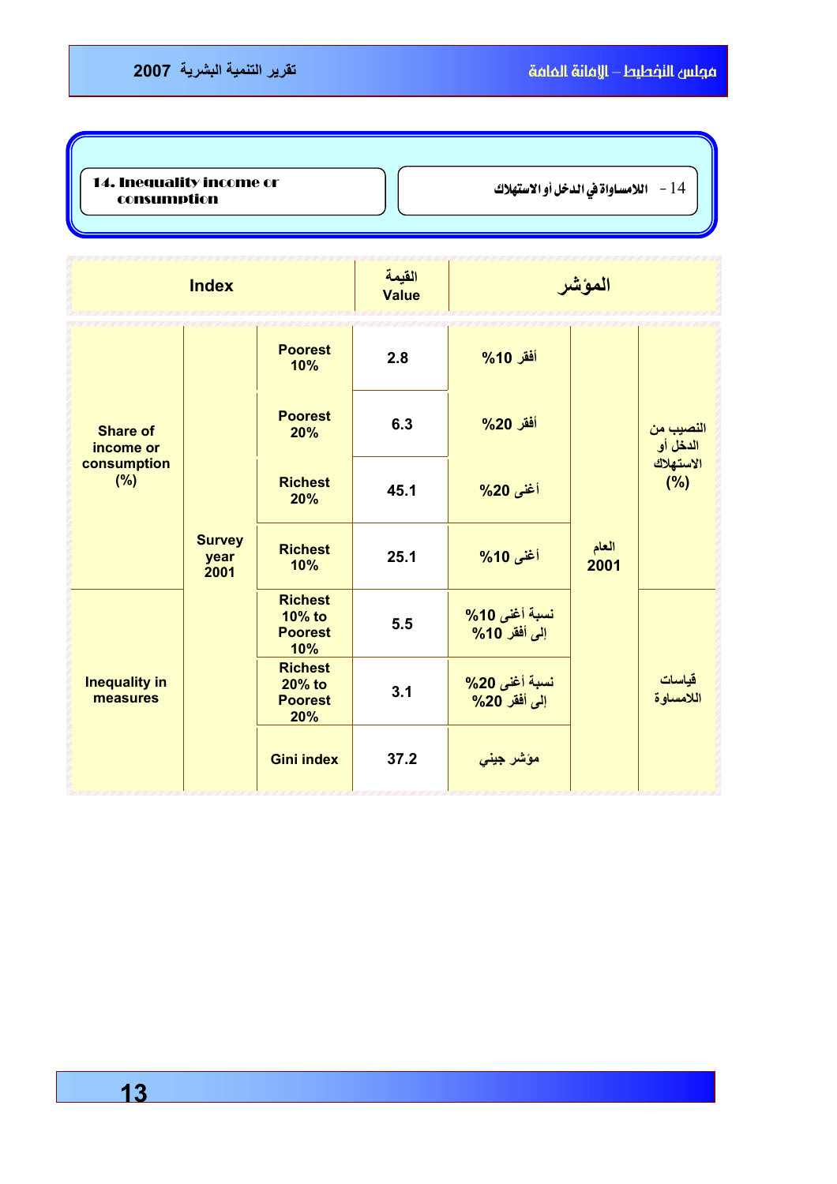## 14. Inequality income or consumption

## 14 - اللامساواة في الدخل أو الاستهلاك

| Index | | | القيمة Value | المؤشر | | |
|---|---|---|---|---|---|---|
| Share of income or consumption (%) | Survey year 2001 | Poorest 10% | 2.8 | أفقر 10% | العام 2001 | النصيب من الدخل أو الاستهلاك (%) |
| | | Poorest 20% | 6.3 | أفقر 20% | | |
| | | Richest 20% | 45.1 | أغنى 20% | | |
| | | Richest 10% | 25.1 | أغنى 10% | | |
| Inequality in measures | | Richest 10% to Poorest 10% | 5.5 | نسبة أغنى 10% إلى أفقر 10% | | قياسات اللامساواة |
| | | Richest 20% to Poorest 20% | 3.1 | نسبة أغنى 20% إلى أفقر 20% | | |
| | | Gini index | 37.2 | مؤشر جيني | | |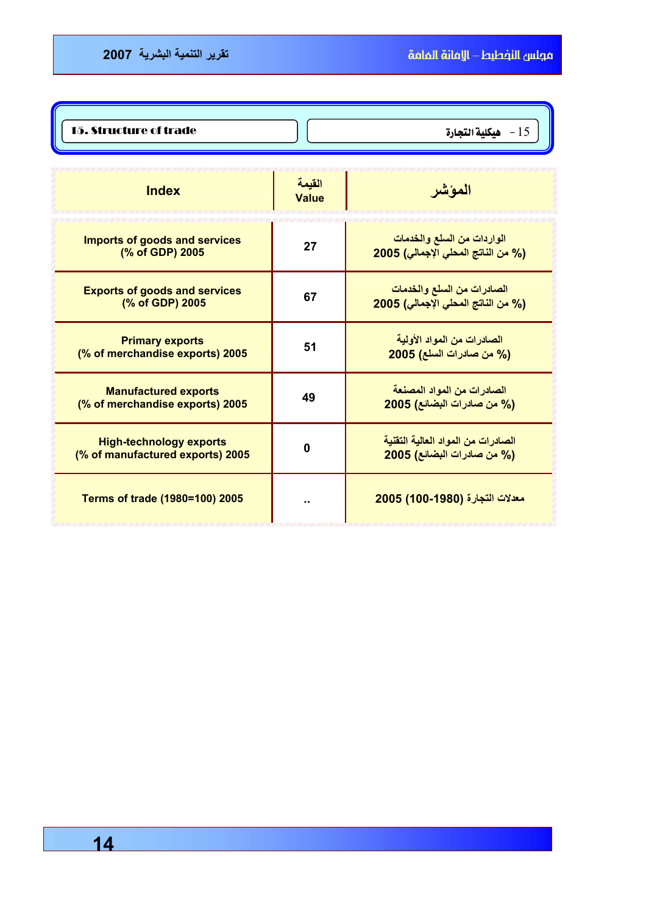## 15. Structure of trade

## 15 - هيكلية التجارة

| Index | القيمة Value | المؤشر |
|---|---|---|
| Imports of goods and services (% of GDP) 2005 | 27 | الواردات من السلع والخدمات (% من الناتج المحلي الإجمالي) 2005 |
| Exports of goods and services (% of GDP) 2005 | 67 | الصادرات من السلع والخدمات (% من الناتج المحلي الإجمالي) 2005 |
| Primary exports (% of merchandise exports) 2005 | 51 | الصادرات من المواد الأولية (% من صادرات السلع) 2005 |
| Manufactured exports (% of merchandise exports) 2005 | 49 | الصادرات من المواد المصنعة (% من صادرات البضائع) 2005 |
| High-technology exports (% of manufactured exports) 2005 | 0 | الصادرات من المواد العالية التقنية (% من صادرات البضائع) 2005 |
| Terms of trade (1980=100) 2005 | .. | معدلات التجارة (1980-100) 2005 |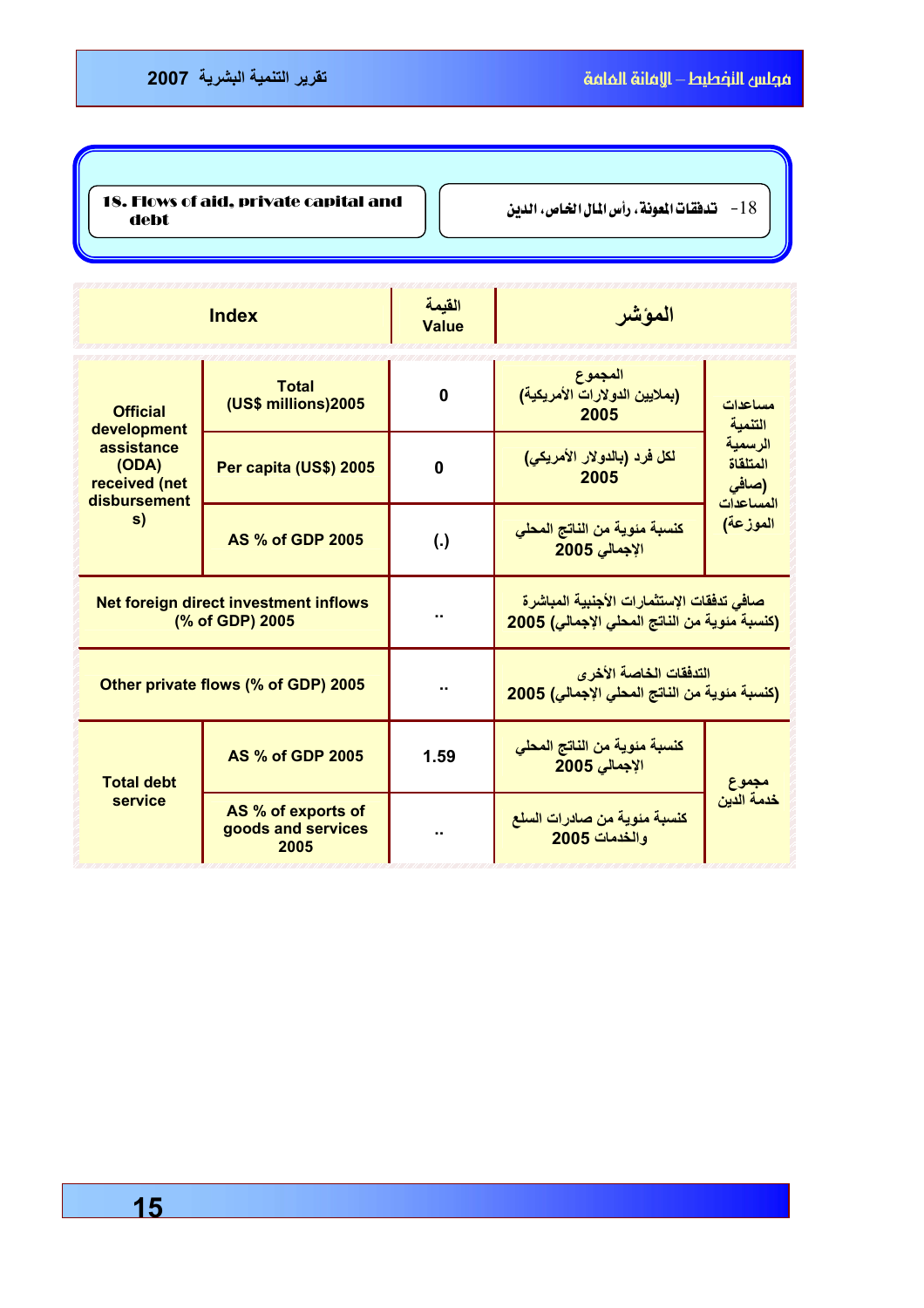## 18. Flows of aid, private capital and debt

## 18- تدفقات المعونة، رأس المال الخاص، الدين

| Index | | القيمة Value | المؤشر | |
|---|---|---|---|---|
| Official development assistance (ODA) received (net disbursements) | Total (US$ millions)2005 | 0 | المجموع (بملايين الدولارات الأمريكية) 2005 | مساعدات التنمية الرسمية المتلقاة (صافي المساعدات الموزعة) |
| | Per capita (US$) 2005 | 0 | لكل فرد (بالدولار الأمريكي) 2005 | |
| | AS % of GDP 2005 | (.) | كنسبة مئوية من الناتج المحلي الإجمالي 2005 | |
| Net foreign direct investment inflows (% of GDP) 2005 | | .. | صافي تدفقات الإستثمارات الأجنبية المباشرة (كنسبة مئوية من الناتج المحلي الإجمالي) 2005 | |
| Other private flows (% of GDP) 2005 | | .. | التدفقات الخاصة الأخرى (كنسبة مئوية من الناتج المحلي الإجمالي) 2005 | |
| Total debt service | AS % of GDP 2005 | 1.59 | كنسبة مئوية من الناتج المحلي الإجمالي 2005 | مجموع خدمة الدين |
| | AS % of exports of goods and services 2005 | .. | كنسبة مئوية من صادرات السلع والخدمات 2005 | |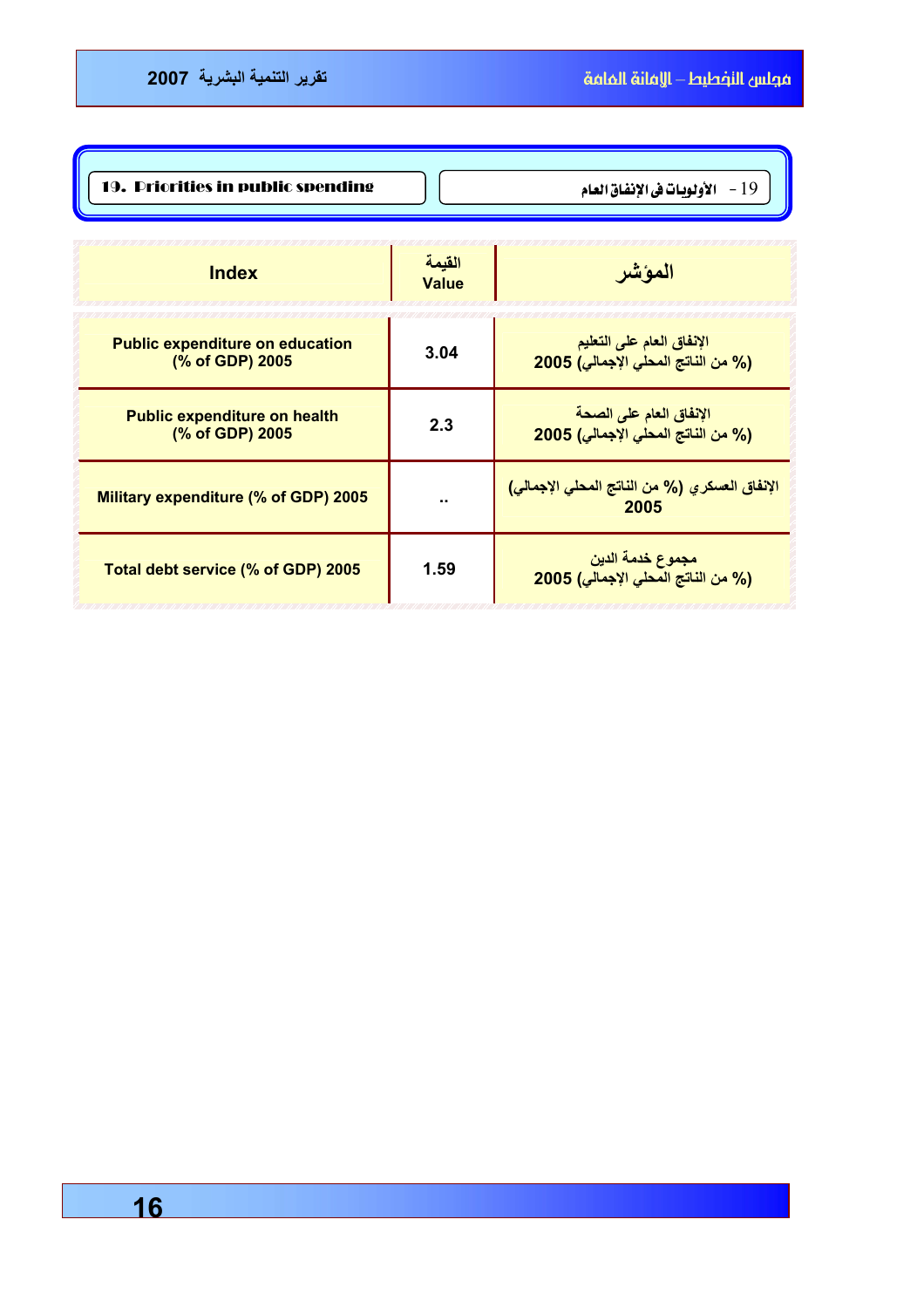## 19. Priorities in public spending

## 19 - الأولويات في الإنفاق العام

| Index | القيمة Value | المؤشر |
|---|---|---|
| Public expenditure on education (% of GDP) 2005 | 3.04 | الإنفاق العام على التعليم (% من الناتج المحلي الإجمالي) 2005 |
| Public expenditure on health (% of GDP) 2005 | 2.3 | الإنفاق العام على الصحة (% من الناتج المحلي الإجمالي) 2005 |
| Military expenditure (% of GDP) 2005 | .. | الإنفاق العسكري (% من الناتج المحلي الإجمالي) 2005 |
| Total debt service (% of GDP) 2005 | 1.59 | مجموع خدمة الدين (% من الناتج المحلي الإجمالي) 2005 |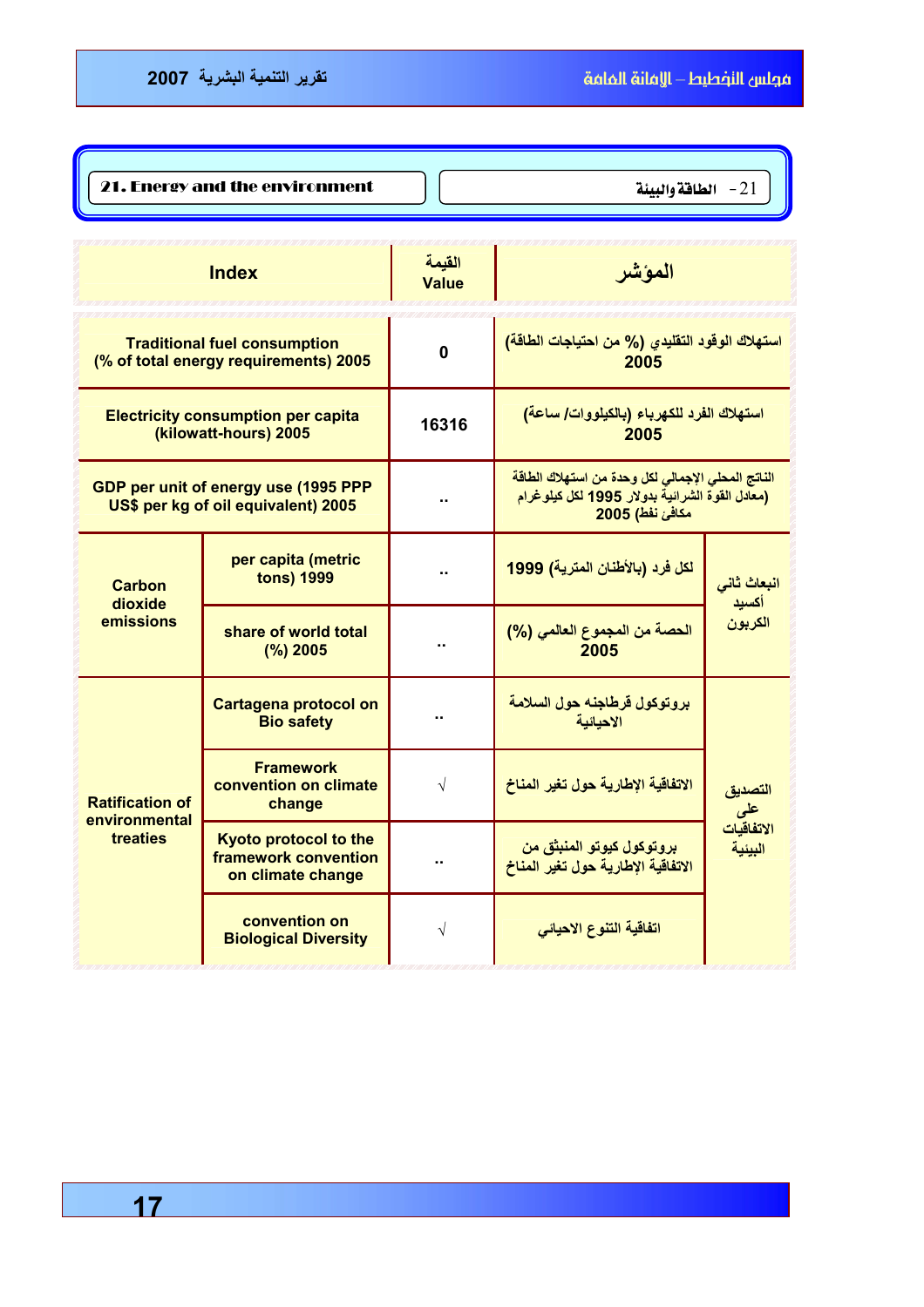## 21. Energy and the environment

## 21- الطاقة والبيئة

| Index | | القيمة Value | المؤشر | |
|---|---|---|---|---|
| Traditional fuel consumption (% of total energy requirements) 2005 | | 0 | استهلاك الوقود التقليدي (% من احتياجات الطاقة) 2005 | |
| Electricity consumption per capita (kilowatt-hours) 2005 | | 16316 | استهلاك الفرد للكهرباء (بالكيلووات/ ساعة) 2005 | |
| GDP per unit of energy use (1995 PPP US$ per kg of oil equivalent) 2005 | | .. | الناتج المحلي الإجمالي لكل وحدة من استهلاك الطاقة (معادل القوة الشرائية بدولار 1995 لكل كيلوغرام مكافئ نفط) 2005 | |
| Carbon dioxide emissions | per capita (metric tons) 1999 | .. | لكل فرد (بالأطنان المترية) 1999 | انبعاث ثاني أكسيد الكربون |
| | share of world total (%) 2005 | .. | الحصة من المجموع العالمي (%) 2005 | |
| Ratification of environmental treaties | Cartagena protocol on Bio safety | .. | بروتوكول قرطاجنه حول السلامة الاحيائية | التصديق على الاتفاقيات البيئية |
| | Framework convention on climate change | √ | الاتفاقية الإطارية حول تغير المناخ | |
| | Kyoto protocol to the framework convention on climate change | .. | بروتوكول كيوتو المنبثق من الاتفاقية الإطارية حول تغير المناخ | |
| | convention on Biological Diversity | √ | اتفاقية التنوع الاحيائي | |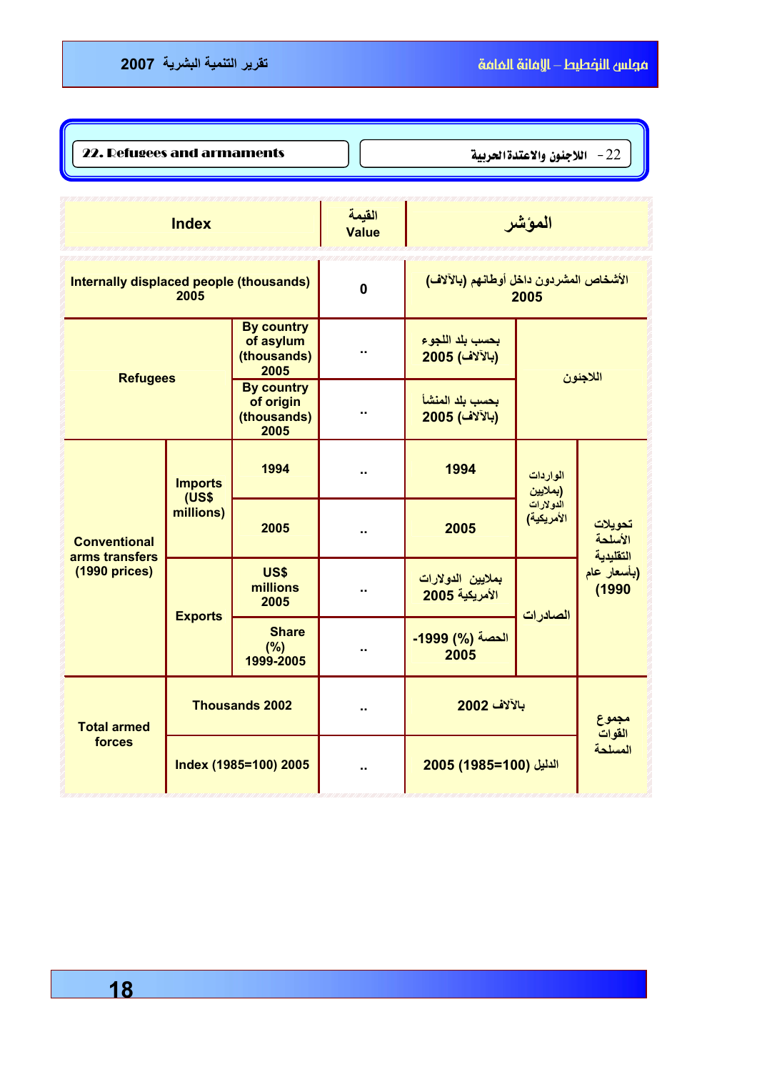## 22. Refugees and armaments — 22 - اللاجئون والاعتدة الحربية

| Index | | | القيمة Value | المؤشر | | |
|---|---|---|---|---|---|---|
| Internally displaced people (thousands) 2005 | | | 0 | الأشخاص المشردون داخل أوطانهم (بالآلاف) 2005 | | |
| Refugees | | By country of asylum (thousands) 2005 | .. | بحسب بلد اللجوء (بالآلاف) 2005 | اللاجئون | |
| | | By country of origin (thousands) 2005 | .. | بحسب بلد المنشأ (بالآلاف) 2005 | | |
| Conventional arms transfers (1990 prices) | Imports (US$ millions) | 1994 | .. | 1994 | الواردات (بملايين الدولارات الأمريكية) | تحويلات الأسلحة التقليدية (بأسعار عام 1990) |
| | | 2005 | .. | 2005 | | |
| | Exports | US$ millions 2005 | .. | بملايين الدولارات الأمريكية 2005 | الصادرات | |
| | | Share (%) 1999-2005 | .. | الحصة (%) 1999-2005 | | |
| Total armed forces | Thousands 2002 | | .. | بالآلاف 2002 | | مجموع القوات المسلحة |
| | Index (1985=100) 2005 | | .. | الدليل (1985=100) 2005 | | |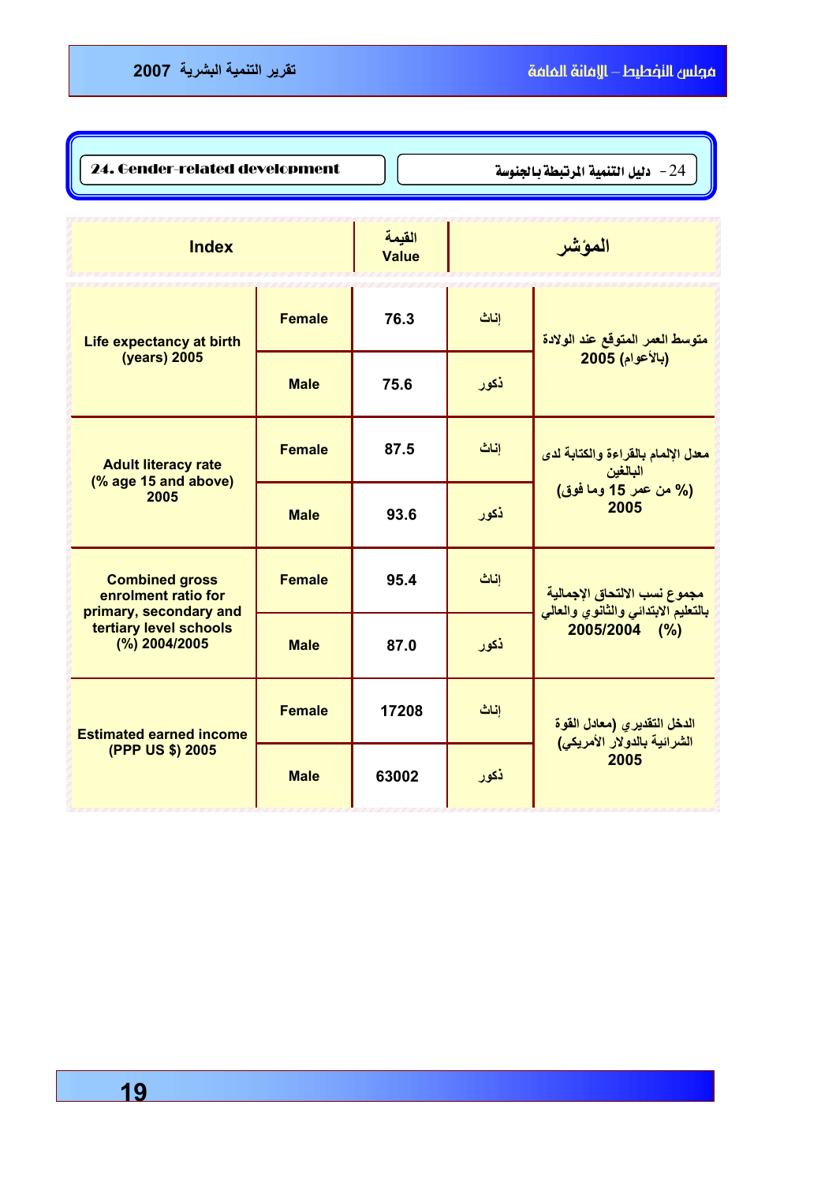## 24. Gender-related development

## 24- دليل التنمية المرتبطة بالجنوسة

| Index | | القيمة Value | | المؤشر |
|---|---|---|---|---|
| Life expectancy at birth (years) 2005 | Female | 76.3 | إناث | متوسط العمر المتوقع عند الولادة (بالأعوام) 2005 |
| | Male | 75.6 | ذكور | |
| Adult literacy rate (% age 15 and above) 2005 | Female | 87.5 | إناث | معدل الإلمام بالقراءة والكتابة لدى البالغين (% من عمر 15 وما فوق) 2005 |
| | Male | 93.6 | ذكور | |
| Combined gross enrolment ratio for primary, secondary and tertiary level schools (%) 2004/2005 | Female | 95.4 | إناث | مجموع نسب الالتحاق الإجمالية بالتعليم الابتدائي والثانوي والعالي 2005/2004 (%) |
| | Male | 87.0 | ذكور | |
| Estimated earned income (PPP US $) 2005 | Female | 17208 | إناث | الدخل التقديري (معادل القوة الشرائية بالدولار الأمريكي) 2005 |
| | Male | 63002 | ذكور | |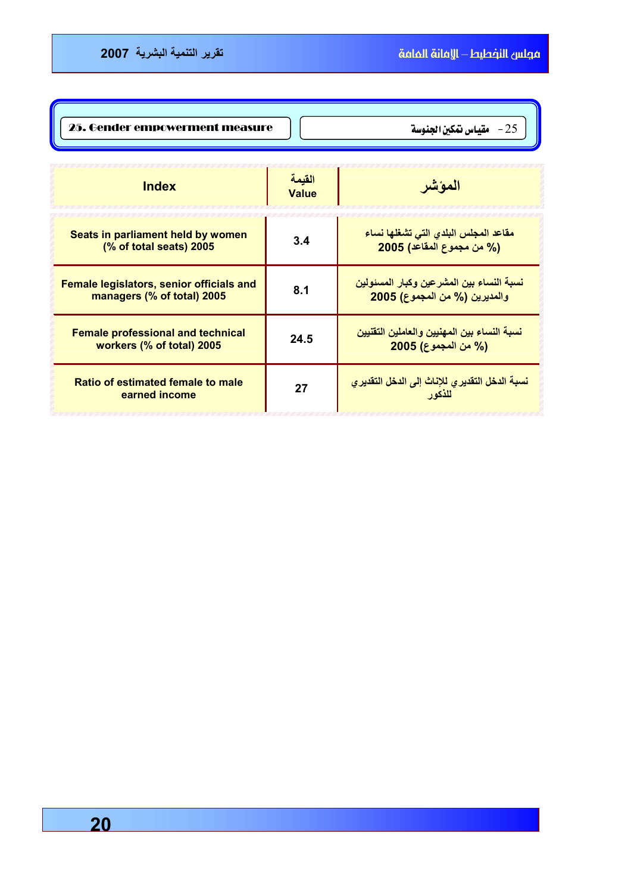## 25. Gender empowerment measure

## 25 - مقياس تمكين الجنوسة

| Index | القيمة Value | المؤشر |
|---|---|---|
| Seats in parliament held by women (% of total seats) 2005 | 3.4 | مقاعد المجلس البلدي التي تشغلها نساء (% من مجموع المقاعد) 2005 |
| Female legislators, senior officials and managers (% of total) 2005 | 8.1 | نسبة النساء بين المشرعين وكبار المسئولين والمديرين (% من المجموع) 2005 |
| Female professional and technical workers (% of total) 2005 | 24.5 | نسبة النساء بين المهنيين والعاملين التقنيين (% من المجموع) 2005 |
| Ratio of estimated female to male earned income | 27 | نسبة الدخل التقديري للإناث إلى الدخل التقديري للذكور |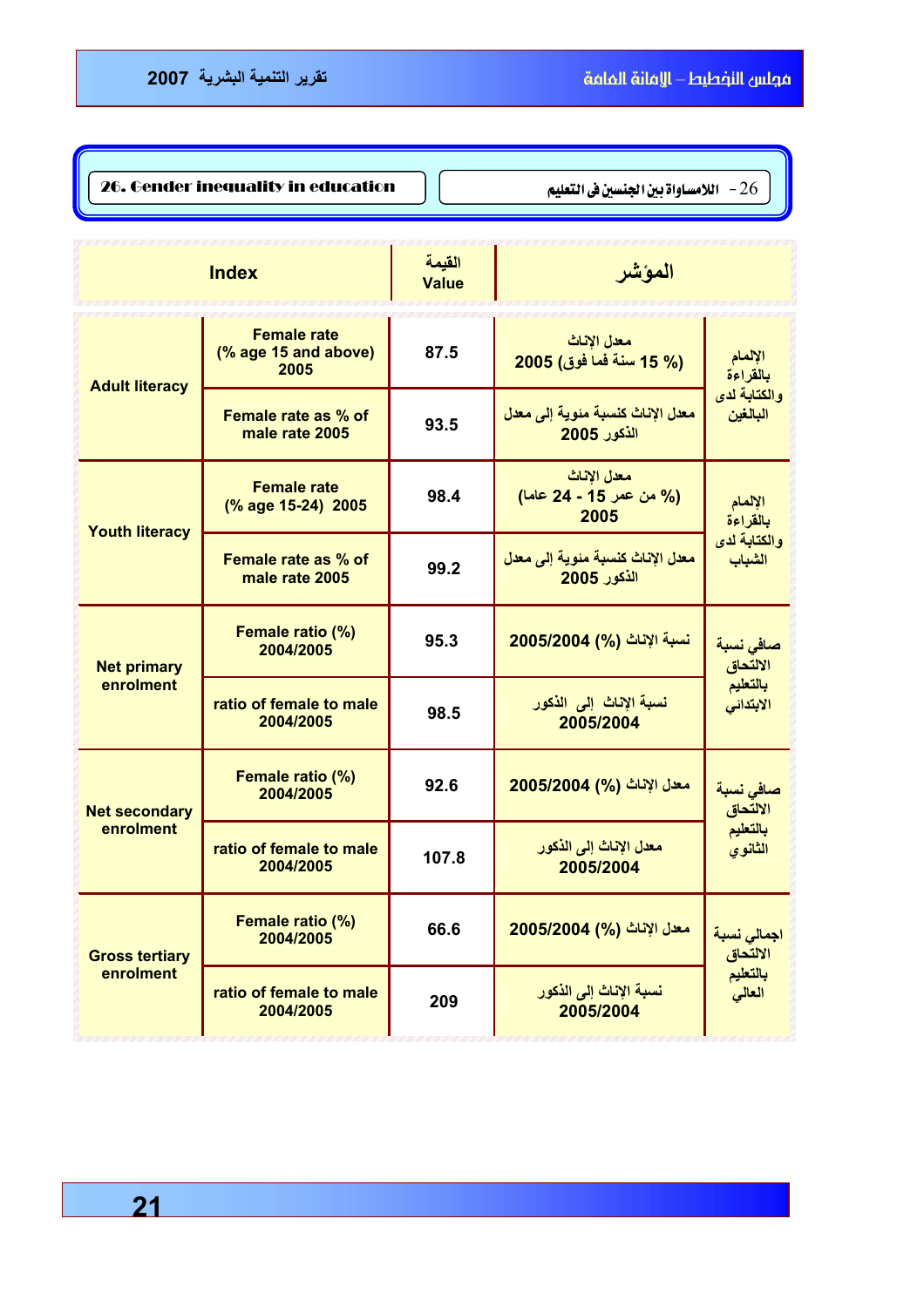## 26. Gender inequality in education

## 26- اللامساواة بين الجنسين في التعليم

| Index | | القيمة Value | المؤشر | |
|---|---|---|---|---|
| Adult literacy | Female rate (% age 15 and above) 2005 | 87.5 | معدل الإناث (% 15 سنة فما فوق) 2005 | الإلمام بالقراءة والكتابة لدى البالغين |
| | Female rate as % of male rate 2005 | 93.5 | معدل الإناث كنسبة مئوية إلى معدل الذكور 2005 | |
| Youth literacy | Female rate (% age 15-24) 2005 | 98.4 | معدل الإناث (% من عمر 15 - 24 عاما) 2005 | الإلمام بالقراءة والكتابة لدى الشباب |
| | Female rate as % of male rate 2005 | 99.2 | معدل الإناث كنسبة مئوية إلى معدل الذكور 2005 | |
| Net primary enrolment | Female ratio (%) 2004/2005 | 95.3 | نسبة الإناث (%) 2005/2004 | صافي نسبة الالتحاق بالتعليم الابتدائي |
| | ratio of female to male 2004/2005 | 98.5 | نسبة الإناث إلى الذكور 2005/2004 | |
| Net secondary enrolment | Female ratio (%) 2004/2005 | 92.6 | معدل الإناث (%) 2005/2004 | صافي نسبة الالتحاق بالتعليم الثانوي |
| | ratio of female to male 2004/2005 | 107.8 | معدل الإناث إلى الذكور 2005/2004 | |
| Gross tertiary enrolment | Female ratio (%) 2004/2005 | 66.6 | معدل الإناث (%) 2005/2004 | اجمالي نسبة الالتحاق بالتعليم العالي |
| | ratio of female to male 2004/2005 | 209 | نسبة الإناث إلى الذكور 2005/2004 | |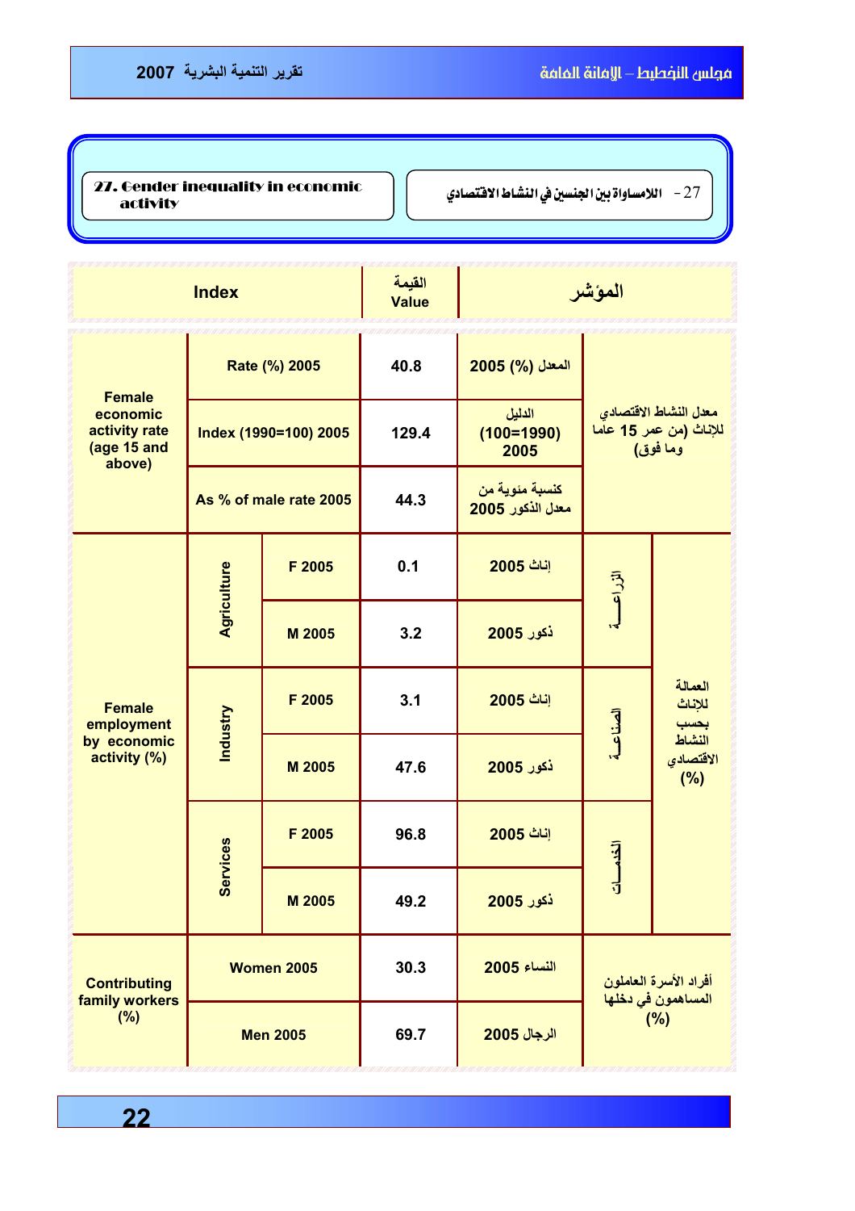## 27. Gender inequality in economic activity

## 27 - اللامساواة بين الجنسين في النشاط الاقتصادي

| Index | | | القيمة Value | | المؤشر | |
|---|---|---|---|---|---|---|
| Female economic activity rate (age 15 and above) | Rate (%) 2005 | | 40.8 | المعدل (%) 2005 | معدل النشاط الاقتصادي للإناث (من عمر 15 عاما وما فوق) | |
| | Index (1990=100) 2005 | | 129.4 | الدليل (1990=100) 2005 | | |
| | As % of male rate 2005 | | 44.3 | كنسبة مئوية من معدل الذكور 2005 | | |
| Female employment by economic activity (%) | Agriculture | F 2005 | 0.1 | إناث 2005 | الزراعـــة | العمالة للإناث بحسب النشاط الاقتصادي (%) |
| | | M 2005 | 3.2 | ذكور 2005 | | |
| | Industry | F 2005 | 3.1 | إناث 2005 | الصناعـة | |
| | | M 2005 | 47.6 | ذكور 2005 | | |
| | Services | F 2005 | 96.8 | إناث 2005 | الخدمـات | |
| | | M 2005 | 49.2 | ذكور 2005 | | |
| Contributing family workers (%) | Women 2005 | | 30.3 | النساء 2005 | أفراد الأسرة العاملون المساهمون في دخلها (%) | |
| | Men 2005 | | 69.7 | الرجال 2005 | | |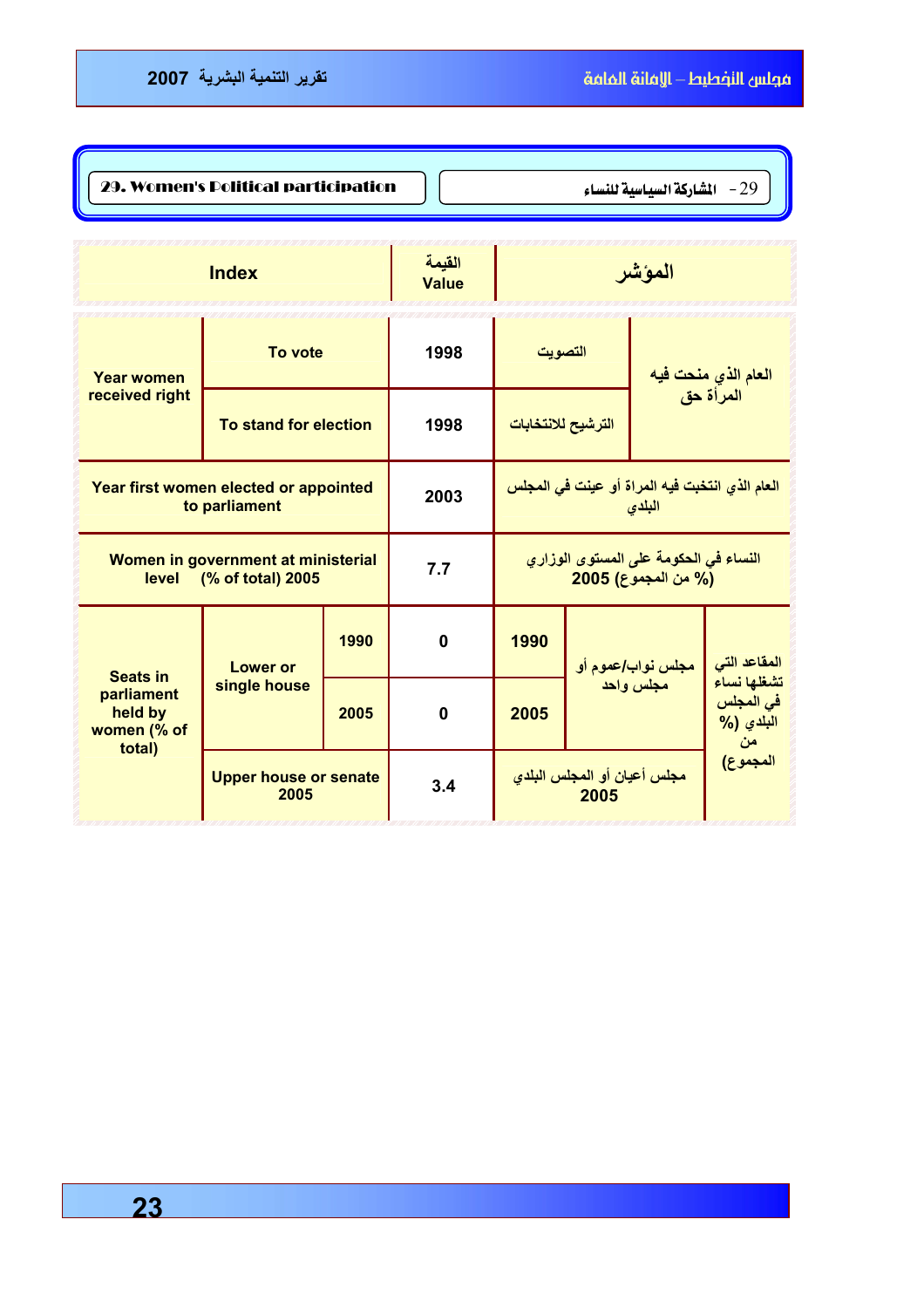## 29. Women's Political participation | 29- المشاركة السياسية للنساء

| Index | | | القيمة Value | المؤشر | | |
|---|---|---|---|---|---|---|
| Year women received right | To vote | | 1998 | التصويت | | العام الذي منحت فيه المرأة حق |
| | To stand for election | | 1998 | الترشيح للانتخابات | | |
| Year first women elected or appointed to parliament | | | 2003 | العام الذي انتخبت فيه المراة أو عينت في المجلس البلدي | | |
| Women in government at ministerial level (% of total) 2005 | | | 7.7 | النساء في الحكومة على المستوى الوزاري (% من المجموع) 2005 | | |
| Seats in parliament held by women (% of total) | Lower or single house | 1990 | 0 | 1990 | مجلس نواب/عموم أو مجلس واحد | المقاعد التي تشغلها نساء في المجلس البلدي (% من المجموع) |
| | | 2005 | 0 | 2005 | | |
| | Upper house or senate 2005 | | 3.4 | مجلس أعيان أو المجلس البلدي 2005 | | |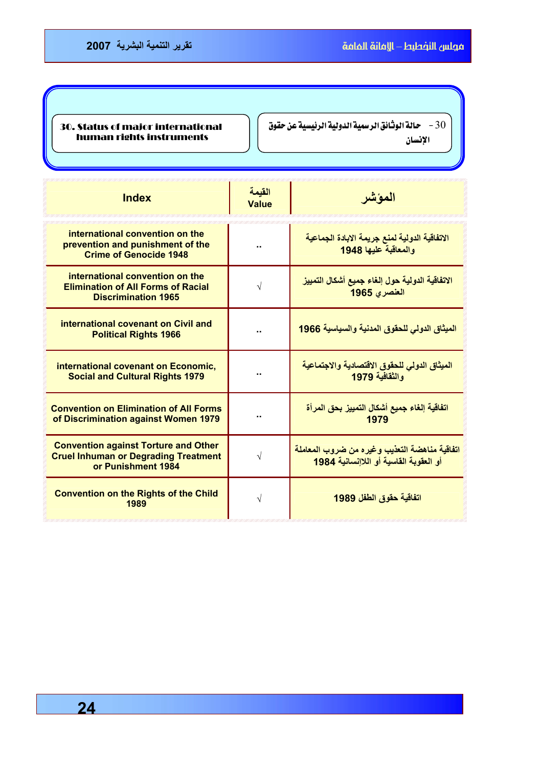## 30. Status of major international human rights instruments

## 30 - حالة الوثائق الرسمية الدولية الرئيسية عن حقوق الإنسان

| Index | القيمة Value | المؤشر |
|---|---|---|
| international convention on the prevention and punishment of the Crime of Genocide 1948 | .. | الاتفاقية الدولية لمنع جريمة الابادة الجماعية والمعاقبة عليها 1948 |
| international convention on the Elimination of All Forms of Racial Discrimination 1965 | √ | الاتفاقية الدولية حول إلغاء جميع أشكال التمييز العنصري 1965 |
| international covenant on Civil and Political Rights 1966 | .. | الميثاق الدولي للحقوق المدنية والسياسية 1966 |
| international covenant on Economic, Social and Cultural Rights 1979 | .. | الميثاق الدولي للحقوق الاقتصادية والاجتماعية والثقافية 1979 |
| Convention on Elimination of All Forms of Discrimination against Women 1979 | .. | اتفاقية إلغاء جميع أشكال التمييز بحق المرأة 1979 |
| Convention against Torture and Other Cruel Inhuman or Degrading Treatment or Punishment 1984 | √ | اتفاقية مناهضة التعذيب وغيره من ضروب المعاملة أو العقوبة القاسية أو اللاإنسانية 1984 |
| Convention on the Rights of the Child 1989 | √ | اتفاقية حقوق الطفل 1989 |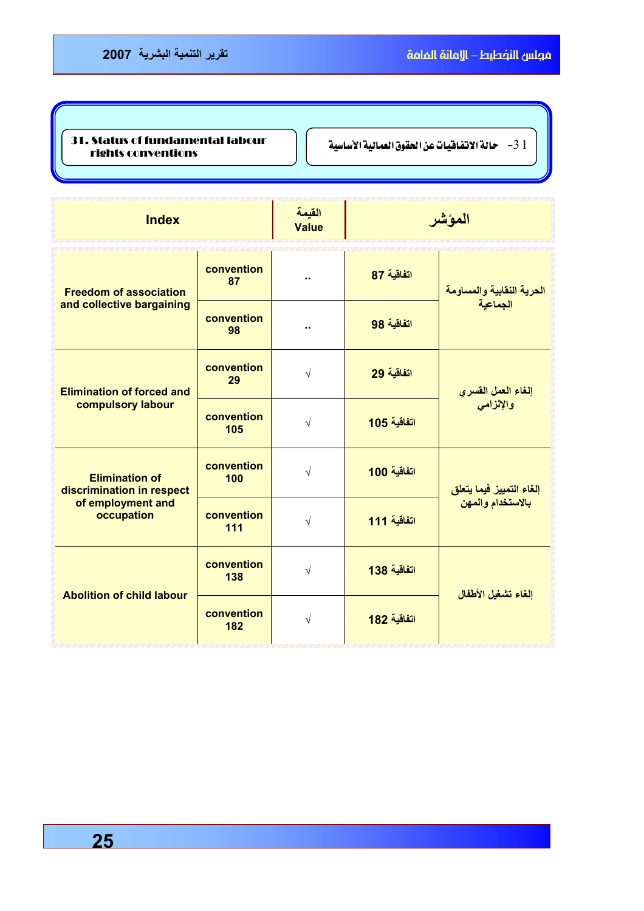## 31. Status of fundamental labour rights conventions

## 31- حالة الاتفاقيات عن الحقوق العمالية الأساسية

| Index | | القيمة Value | المؤشر | |
|---|---|---|---|---|
| Freedom of association and collective bargaining | convention 87 | .. | اتفاقية 87 | الحرية النقابية والمساومة الجماعية |
| | convention 98 | .. | اتفاقية 98 | |
| Elimination of forced and compulsory labour | convention 29 | √ | اتفاقية 29 | إلغاء العمل القسري والإلزامي |
| | convention 105 | √ | اتفاقية 105 | |
| Elimination of discrimination in respect of employment and occupation | convention 100 | √ | اتفاقية 100 | إلغاء التمييز فيما يتعلق بالاستخدام والمهن |
| | convention 111 | √ | اتفاقية 111 | |
| Abolition of child labour | convention 138 | √ | اتفاقية 138 | إلغاء تشغيل الأطفال |
| | convention 182 | √ | اتفاقية 182 | |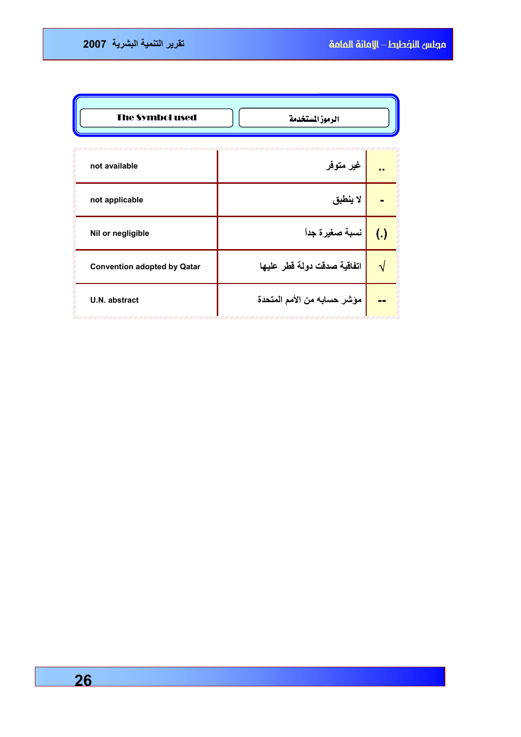| The Symbol used | الرموز المستخدمة | |
|---|---|---|
| not available | غير متوفر | .. |
| not applicable | لا ينطبق | - |
| Nil or negligible | نسبة صغيرة جداً | (.) |
| Convention adopted by Qatar | اتفاقية صدقت دولة قطر عليها | √ |
| U.N. abstract | مؤشر حسابه من الأمم المتحدة | -- |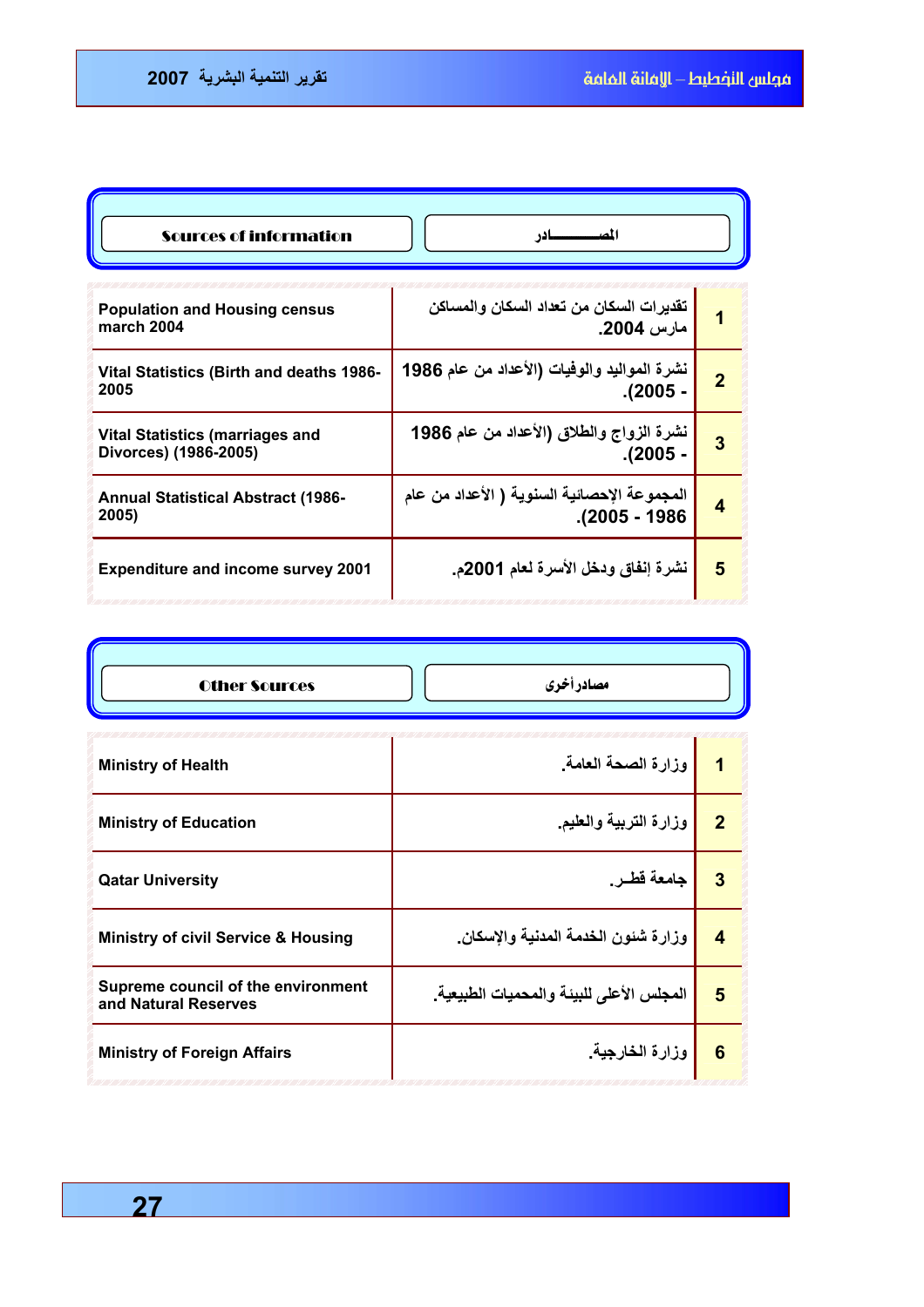## Sources of information | المصـــــــــادر

| | | |
|---|---|---|
| Population and Housing census march 2004 | تقديرات السكان من تعداد السكان والمساكن مارس 2004. | 1 |
| Vital Statistics (Birth and deaths 1986-2005 | نشرة المواليد والوفيات (الأعداد من عام 1986 - 2005). | 2 |
| Vital Statistics (marriages and Divorces) (1986-2005) | نشرة الزواج والطلاق (الأعداد من عام 1986 - 2005). | 3 |
| Annual Statistical Abstract (1986-2005) | المجموعة الإحصائية السنوية ( الأعداد من عام 1986 - 2005). | 4 |
| Expenditure and income survey 2001 | نشرة إنفاق ودخل الأسرة لعام 2001م. | 5 |

## Other Sources | مصادرأخرى

| | | |
|---|---|---|
| Ministry of Health | وزارة الصحة العامة. | 1 |
| Ministry of Education | وزارة التربية والعليم. | 2 |
| Qatar University | جامعة قطـر. | 3 |
| Ministry of civil Service & Housing | وزارة شئون الخدمة المدنية والإسكان. | 4 |
| Supreme council of the environment and Natural Reserves | المجلس الأعلى للبيئة والمحميات الطبيعية. | 5 |
| Ministry of Foreign Affairs | وزارة الخارجية. | 6 |